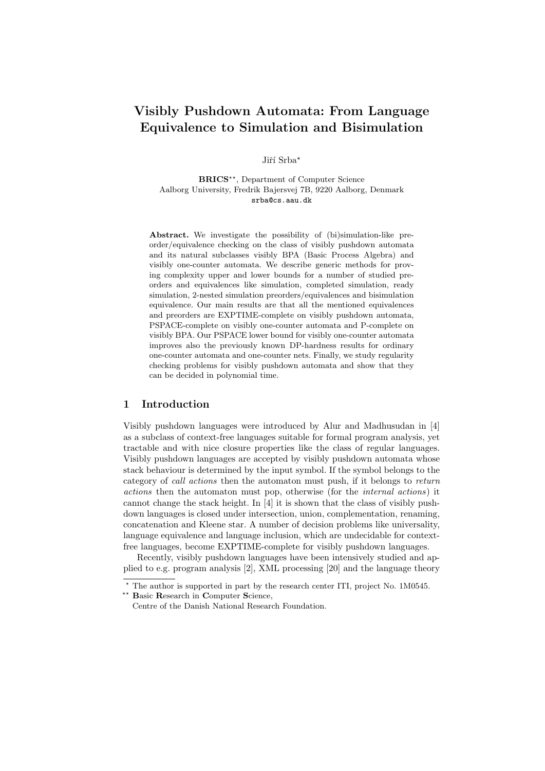# Visibly Pushdown Automata: From Language Equivalence to Simulation and Bisimulation

Jiří Srba*

**BRICS****, Department of Computer Science
Aalborg University, Fredrik Bajersvej 7B, 9220 Aalborg, Denmark
srba@cs.aau.dk

**Abstract.** We investigate the possibility of (bi)simulation-like preorder/equivalence checking on the class of visibly pushdown automata and its natural subclasses visibly BPA (Basic Process Algebra) and visibly one-counter automata. We describe generic methods for proving complexity upper and lower bounds for a number of studied preorders and equivalences like simulation, completed simulation, ready simulation, 2-nested simulation preorders/equivalences and bisimulation equivalence. Our main results are that all the mentioned equivalences and preorders are EXPTIME-complete on visibly pushdown automata, PSPACE-complete on visibly one-counter automata and P-complete on visibly BPA. Our PSPACE lower bound for visibly one-counter automata improves also the previously known DP-hardness results for ordinary one-counter automata and one-counter nets. Finally, we study regularity checking problems for visibly pushdown automata and show that they can be decided in polynomial time.

## 1 Introduction

Visibly pushdown languages were introduced by Alur and Madhusudan in [4] as a subclass of context-free languages suitable for formal program analysis, yet tractable and with nice closure properties like the class of regular languages. Visibly pushdown languages are accepted by visibly pushdown automata whose stack behaviour is determined by the input symbol. If the symbol belongs to the category of *call actions* then the automaton must push, if it belongs to *return actions* then the automaton must pop, otherwise (for the *internal actions*) it cannot change the stack height. In [4] it is shown that the class of visibly pushdown languages is closed under intersection, union, complementation, renaming, concatenation and Kleene star. A number of decision problems like universality, language equivalence and language inclusion, which are undecidable for context-free languages, become EXPTIME-complete for visibly pushdown languages.

Recently, visibly pushdown languages have been intensively studied and applied to e.g. program analysis [2], XML processing [20] and the language theory

---

* The author is supported in part by the research center ITI, project No. 1M0545.

** **B**asic **R**esearch in **C**omputer **S**cience, Centre of the Danish National Research Foundation.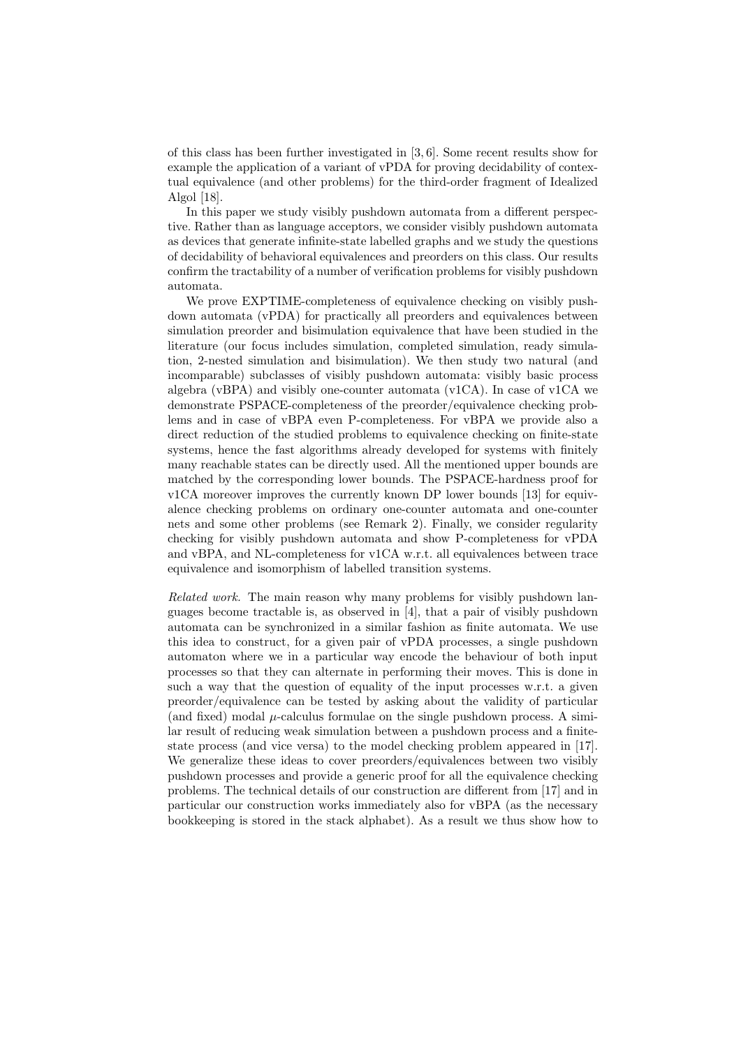of this class has been further investigated in [3, 6]. Some recent results show for example the application of a variant of vPDA for proving decidability of contextual equivalence (and other problems) for the third-order fragment of Idealized Algol [18].

In this paper we study visibly pushdown automata from a different perspective. Rather than as language acceptors, we consider visibly pushdown automata as devices that generate infinite-state labelled graphs and we study the questions of decidability of behavioral equivalences and preorders on this class. Our results confirm the tractability of a number of verification problems for visibly pushdown automata.

We prove EXPTIME-completeness of equivalence checking on visibly pushdown automata (vPDA) for practically all preorders and equivalences between simulation preorder and bisimulation equivalence that have been studied in the literature (our focus includes simulation, completed simulation, ready simulation, 2-nested simulation and bisimulation). We then study two natural (and incomparable) subclasses of visibly pushdown automata: visibly basic process algebra (vBPA) and visibly one-counter automata (v1CA). In case of v1CA we demonstrate PSPACE-completeness of the preorder/equivalence checking problems and in case of vBPA even P-completeness. For vBPA we provide also a direct reduction of the studied problems to equivalence checking on finite-state systems, hence the fast algorithms already developed for systems with finitely many reachable states can be directly used. All the mentioned upper bounds are matched by the corresponding lower bounds. The PSPACE-hardness proof for v1CA moreover improves the currently known DP lower bounds [13] for equivalence checking problems on ordinary one-counter automata and one-counter nets and some other problems (see Remark 2). Finally, we consider regularity checking for visibly pushdown automata and show P-completeness for vPDA and vBPA, and NL-completeness for v1CA w.r.t. all equivalences between trace equivalence and isomorphism of labelled transition systems.

*Related work.* The main reason why many problems for visibly pushdown languages become tractable is, as observed in [4], that a pair of visibly pushdown automata can be synchronized in a similar fashion as finite automata. We use this idea to construct, for a given pair of vPDA processes, a single pushdown automaton where we in a particular way encode the behaviour of both input processes so that they can alternate in performing their moves. This is done in such a way that the question of equality of the input processes w.r.t. a given preorder/equivalence can be tested by asking about the validity of particular (and fixed) modal $\mu$-calculus formulae on the single pushdown process. A similar result of reducing weak simulation between a pushdown process and a finite-state process (and vice versa) to the model checking problem appeared in [17]. We generalize these ideas to cover preorders/equivalences between two visibly pushdown processes and provide a generic proof for all the equivalence checking problems. The technical details of our construction are different from [17] and in particular our construction works immediately also for vBPA (as the necessary bookkeeping is stored in the stack alphabet). As a result we thus show how to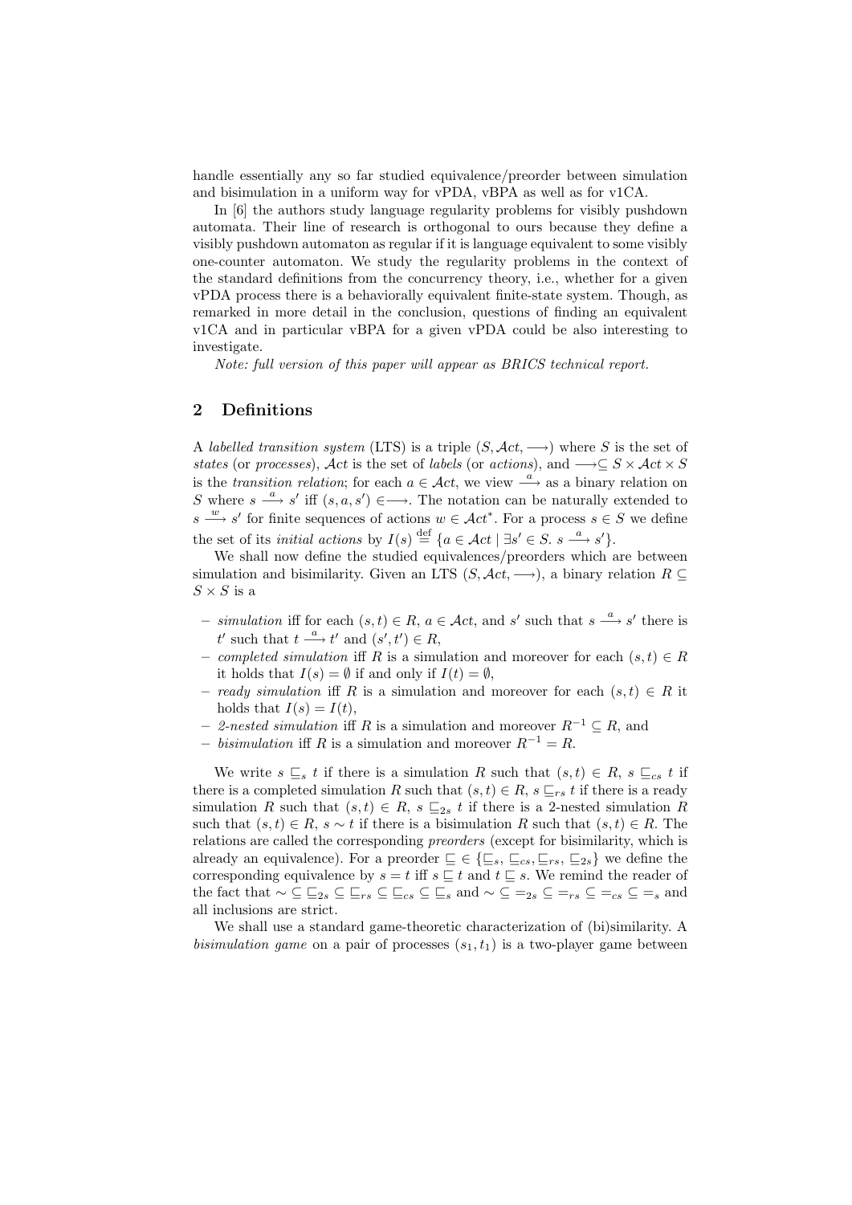handle essentially any so far studied equivalence/preorder between simulation and bisimulation in a uniform way for vPDA, vBPA as well as for v1CA.

In [6] the authors study language regularity problems for visibly pushdown automata. Their line of research is orthogonal to ours because they define a visibly pushdown automaton as regular if it is language equivalent to some visibly one-counter automaton. We study the regularity problems in the context of the standard definitions from the concurrency theory, i.e., whether for a given vPDA process there is a behaviorally equivalent finite-state system. Though, as remarked in more detail in the conclusion, questions of finding an equivalent v1CA and in particular vBPA for a given vPDA could be also interesting to investigate.

*Note: full version of this paper will appear as BRICS technical report.*

## 2 Definitions

A *labelled transition system* (LTS) is a triple $(S, \mathcal{A}ct, \longrightarrow)$ where $S$ is the set of *states* (or *processes*), $\mathcal{A}ct$ is the set of *labels* (or *actions*), and $\longrightarrow \subseteq S \times \mathcal{A}ct \times S$ is the *transition relation*; for each $a \in \mathcal{A}ct$, we view $\xrightarrow{a}$ as a binary relation on $S$ where $s \xrightarrow{a} s'$ iff $(s, a, s') \in \longrightarrow$. The notation can be naturally extended to $s \xrightarrow{w} s'$ for finite sequences of actions $w \in \mathcal{A}ct^*$. For a process $s \in S$ we define the set of its *initial actions* by $I(s) \stackrel{\text{def}}{=} \{a \in \mathcal{A}ct \mid \exists s' \in S.\ s \xrightarrow{a} s'\}$.

We shall now define the studied equivalences/preorders which are between simulation and bisimilarity. Given an LTS $(S, \mathcal{A}ct, \longrightarrow)$, a binary relation $R \subseteq S \times S$ is a

- *simulation* iff for each $(s, t) \in R$, $a \in \mathcal{A}ct$, and $s'$ such that $s \xrightarrow{a} s'$ there is $t'$ such that $t \xrightarrow{a} t'$ and $(s', t') \in R$,
- *completed simulation* iff $R$ is a simulation and moreover for each $(s, t) \in R$ it holds that $I(s) = \emptyset$ if and only if $I(t) = \emptyset$,
- *ready simulation* iff $R$ is a simulation and moreover for each $(s, t) \in R$ it holds that $I(s) = I(t)$,
- *2-nested simulation* iff $R$ is a simulation and moreover $R^{-1} \subseteq R$, and
- *bisimulation* iff $R$ is a simulation and moreover $R^{-1} = R$.

We write $s \sqsubseteq_s t$ if there is a simulation $R$ such that $(s, t) \in R$, $s \sqsubseteq_{cs} t$ if there is a completed simulation $R$ such that $(s, t) \in R$, $s \sqsubseteq_{rs} t$ if there is a ready simulation $R$ such that $(s, t) \in R$, $s \sqsubseteq_{2s} t$ if there is a 2-nested simulation $R$ such that $(s, t) \in R$, $s \sim t$ if there is a bisimulation $R$ such that $(s, t) \in R$. The relations are called the corresponding *preorders* (except for bisimilarity, which is already an equivalence). For a preorder $\sqsubseteq \in \{\sqsubseteq_s, \sqsubseteq_{cs}, \sqsubseteq_{rs}, \sqsubseteq_{2s}\}$ we define the corresponding equivalence by $s = t$ iff $s \sqsubseteq t$ and $t \sqsubseteq s$. We remind the reader of the fact that $\sim \subseteq \sqsubseteq_{2s} \subseteq \sqsubseteq_{rs} \subseteq \sqsubseteq_{cs} \subseteq \sqsubseteq_s$ and $\sim \subseteq =_{2s} \subseteq =_{rs} \subseteq =_{cs} \subseteq =_s$ and all inclusions are strict.

We shall use a standard game-theoretic characterization of (bi)similarity. A *bisimulation game* on a pair of processes $(s_1, t_1)$ is a two-player game between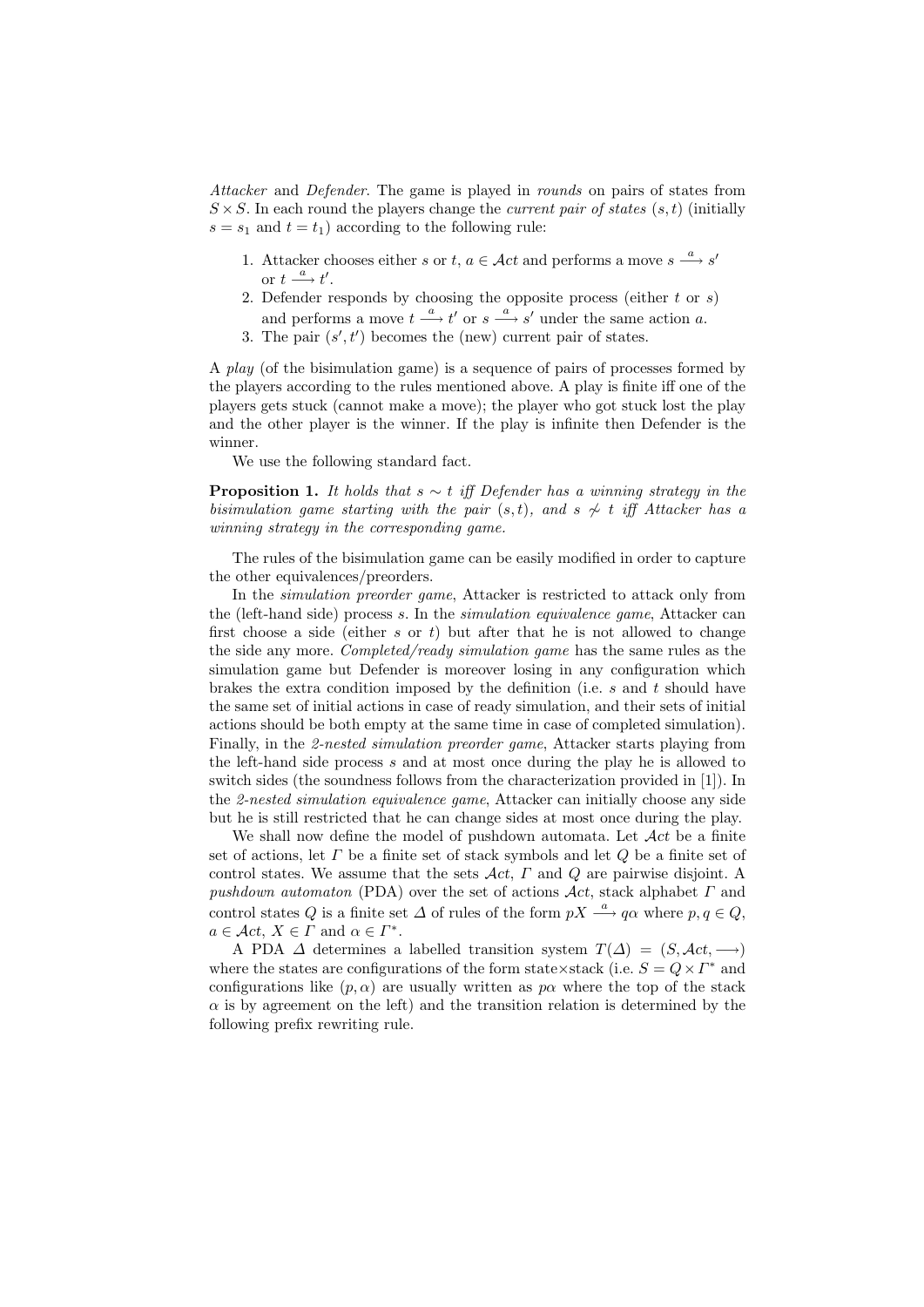*Attacker* and *Defender*. The game is played in *rounds* on pairs of states from $S \times S$. In each round the players change the *current pair of states* $(s, t)$ (initially $s = s_1$ and $t = t_1$) according to the following rule:

1. Attacker chooses either $s$ or $t$, $a \in \mathcal{A}ct$ and performs a move $s \xrightarrow{a} s'$ or $t \xrightarrow{a} t'$.
2. Defender responds by choosing the opposite process (either $t$ or $s$) and performs a move $t \xrightarrow{a} t'$ or $s \xrightarrow{a} s'$ under the same action $a$.
3. The pair $(s', t')$ becomes the (new) current pair of states.

A *play* (of the bisimulation game) is a sequence of pairs of processes formed by the players according to the rules mentioned above. A play is finite iff one of the players gets stuck (cannot make a move); the player who got stuck lost the play and the other player is the winner. If the play is infinite then Defender is the winner.

We use the following standard fact.

**Proposition 1.** *It holds that $s \sim t$ iff Defender has a winning strategy in the bisimulation game starting with the pair $(s, t)$, and $s \not\sim t$ iff Attacker has a winning strategy in the corresponding game.*

The rules of the bisimulation game can be easily modified in order to capture the other equivalences/preorders.

In the *simulation preorder game*, Attacker is restricted to attack only from the (left-hand side) process $s$. In the *simulation equivalence game*, Attacker can first choose a side (either $s$ or $t$) but after that he is not allowed to change the side any more. *Completed/ready simulation game* has the same rules as the simulation game but Defender is moreover losing in any configuration which brakes the extra condition imposed by the definition (i.e. $s$ and $t$ should have the same set of initial actions in case of ready simulation, and their sets of initial actions should be both empty at the same time in case of completed simulation). Finally, in the *2-nested simulation preorder game*, Attacker starts playing from the left-hand side process $s$ and at most once during the play he is allowed to switch sides (the soundness follows from the characterization provided in [1]). In the *2-nested simulation equivalence game*, Attacker can initially choose any side but he is still restricted that he can change sides at most once during the play.

We shall now define the model of pushdown automata. Let $\mathcal{A}ct$ be a finite set of actions, let $\Gamma$ be a finite set of stack symbols and let $Q$ be a finite set of control states. We assume that the sets $\mathcal{A}ct$, $\Gamma$ and $Q$ are pairwise disjoint. A *pushdown automaton* (PDA) over the set of actions $\mathcal{A}ct$, stack alphabet $\Gamma$ and control states $Q$ is a finite set $\Delta$ of rules of the form $pX \xrightarrow{a} q\alpha$ where $p, q \in Q$, $a \in \mathcal{A}ct$, $X \in \Gamma$ and $\alpha \in \Gamma^*$.

A PDA $\Delta$ determines a labelled transition system $T(\Delta) = (S, \mathcal{A}ct, \longrightarrow)$ where the states are configurations of the form state×stack (i.e. $S = Q \times \Gamma^*$ and configurations like $(p, \alpha)$ are usually written as $p\alpha$ where the top of the stack $\alpha$ is by agreement on the left) and the transition relation is determined by the following prefix rewriting rule.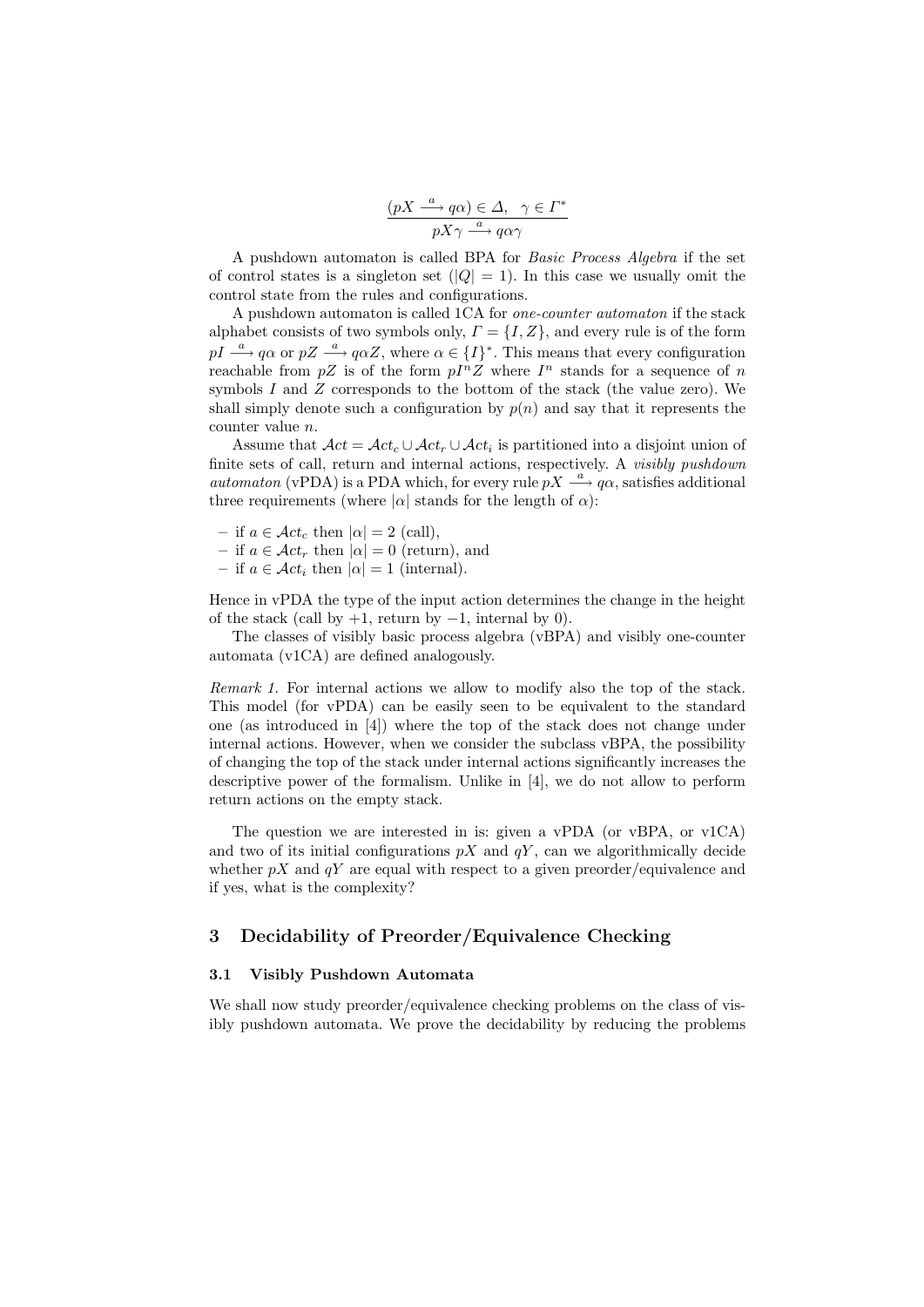$$\frac{(pX \xrightarrow{a} q\alpha) \in \Delta, \quad \gamma \in \Gamma^*}{pX\gamma \xrightarrow{a} q\alpha\gamma}$$

A pushdown automaton is called BPA for *Basic Process Algebra* if the set of control states is a singleton set ($|Q| = 1$). In this case we usually omit the control state from the rules and configurations.

A pushdown automaton is called 1CA for *one-counter automaton* if the stack alphabet consists of two symbols only, $\Gamma = \{I, Z\}$, and every rule is of the form $pI \xrightarrow{a} q\alpha$ or $pZ \xrightarrow{a} q\alpha Z$, where $\alpha \in \{I\}^*$. This means that every configuration reachable from $pZ$ is of the form $pI^nZ$ where $I^n$ stands for a sequence of $n$ symbols $I$ and $Z$ corresponds to the bottom of the stack (the value zero). We shall simply denote such a configuration by $p(n)$ and say that it represents the counter value $n$.

Assume that $\mathcal{A}ct = \mathcal{A}ct_c \cup \mathcal{A}ct_r \cup \mathcal{A}ct_i$ is partitioned into a disjoint union of finite sets of call, return and internal actions, respectively. A *visibly pushdown automaton* (vPDA) is a PDA which, for every rule $pX \xrightarrow{a} q\alpha$, satisfies additional three requirements (where $|\alpha|$ stands for the length of $\alpha$):

- if $a \in \mathcal{A}ct_c$ then $|\alpha| = 2$ (call),
- if $a \in \mathcal{A}ct_r$ then $|\alpha| = 0$ (return), and
- if $a \in \mathcal{A}ct_i$ then $|\alpha| = 1$ (internal).

Hence in vPDA the type of the input action determines the change in the height of the stack (call by $+1$, return by $-1$, internal by $0$).

The classes of visibly basic process algebra (vBPA) and visibly one-counter automata (v1CA) are defined analogously.

*Remark 1.* For internal actions we allow to modify also the top of the stack. This model (for vPDA) can be easily seen to be equivalent to the standard one (as introduced in [4]) where the top of the stack does not change under internal actions. However, when we consider the subclass vBPA, the possibility of changing the top of the stack under internal actions significantly increases the descriptive power of the formalism. Unlike in [4], we do not allow to perform return actions on the empty stack.

The question we are interested in is: given a vPDA (or vBPA, or v1CA) and two of its initial configurations $pX$ and $qY$, can we algorithmically decide whether $pX$ and $qY$ are equal with respect to a given preorder/equivalence and if yes, what is the complexity?

## 3 Decidability of Preorder/Equivalence Checking

### 3.1 Visibly Pushdown Automata

We shall now study preorder/equivalence checking problems on the class of visibly pushdown automata. We prove the decidability by reducing the problems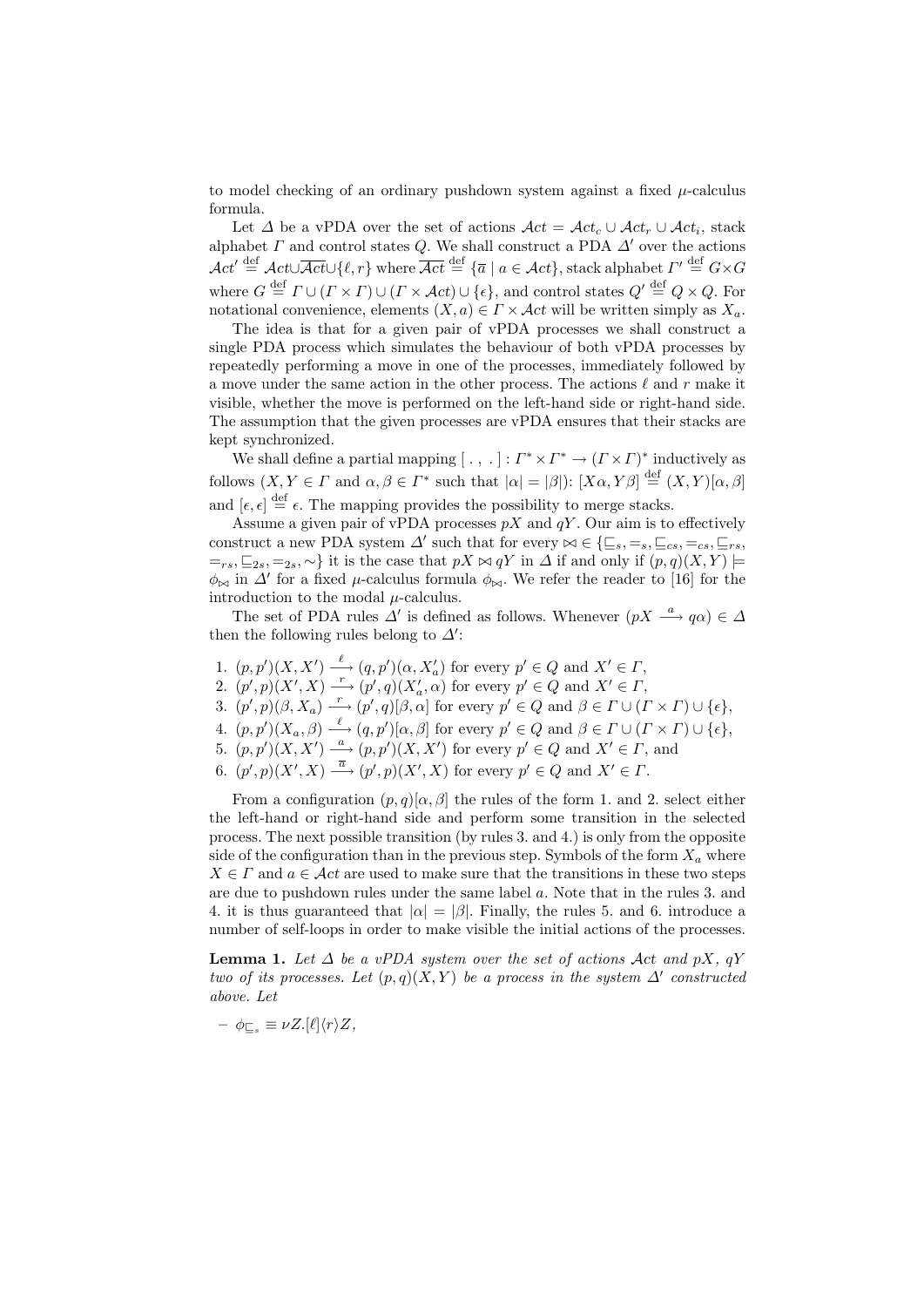to model checking of an ordinary pushdown system against a fixed $\mu$-calculus formula.

Let $\Delta$ be a vPDA over the set of actions $\mathcal{A}ct = \mathcal{A}ct_c \cup \mathcal{A}ct_r \cup \mathcal{A}ct_i$, stack alphabet $\Gamma$ and control states $Q$. We shall construct a PDA $\Delta'$ over the actions $\mathcal{A}ct' \stackrel{\text{def}}{=} \mathcal{A}ct \cup \overline{\mathcal{A}ct} \cup \{\ell, r\}$ where $\overline{\mathcal{A}ct} \stackrel{\text{def}}{=} \{\overline{a} \mid a \in \mathcal{A}ct\}$, stack alphabet $\Gamma' \stackrel{\text{def}}{=} G \times G$ where $G \stackrel{\text{def}}{=} \Gamma \cup (\Gamma \times \Gamma) \cup (\Gamma \times \mathcal{A}ct) \cup \{\epsilon\}$, and control states $Q' \stackrel{\text{def}}{=} Q \times Q$. For notational convenience, elements $(X, a) \in \Gamma \times \mathcal{A}ct$ will be written simply as $X_a$.

The idea is that for a given pair of vPDA processes we shall construct a single PDA process which simulates the behaviour of both vPDA processes by repeatedly performing a move in one of the processes, immediately followed by a move under the same action in the other process. The actions $\ell$ and $r$ make it visible, whether the move is performed on the left-hand side or right-hand side. The assumption that the given processes are vPDA ensures that their stacks are kept synchronized.

We shall define a partial mapping $[\ .\ ,\ .\ ] : \Gamma^* \times \Gamma^* \to (\Gamma \times \Gamma)^*$ inductively as follows ($X, Y \in \Gamma$ and $\alpha, \beta \in \Gamma^*$ such that $|\alpha| = |\beta|$): $[X\alpha, Y\beta] \stackrel{\text{def}}{=} (X, Y)[\alpha, \beta]$ and $[\epsilon, \epsilon] \stackrel{\text{def}}{=} \epsilon$. The mapping provides the possibility to merge stacks.

Assume a given pair of vPDA processes $pX$ and $qY$. Our aim is to effectively construct a new PDA system $\Delta'$ such that for every $\bowtie \in \{\sqsubseteq_s, =_s, \sqsubseteq_{cs}, =_{cs}, \sqsubseteq_{rs}, =_{rs}, \sqsubseteq_{2s}, =_{2s}, \sim\}$ it is the case that $pX \bowtie qY$ in $\Delta$ if and only if $(p, q)(X, Y) \models \phi_{\bowtie}$ in $\Delta'$ for a fixed $\mu$-calculus formula $\phi_{\bowtie}$. We refer the reader to [16] for the introduction to the modal $\mu$-calculus.

The set of PDA rules $\Delta'$ is defined as follows. Whenever $(pX \stackrel{a}{\longrightarrow} q\alpha) \in \Delta$ then the following rules belong to $\Delta'$:

1. $(p, p')(X, X') \stackrel{\ell}{\longrightarrow} (q, p')(\alpha, X'_a)$ for every $p' \in Q$ and $X' \in \Gamma$,
2. $(p', p)(X', X) \stackrel{r}{\longrightarrow} (p', q)(X'_a, \alpha)$ for every $p' \in Q$ and $X' \in \Gamma$,
3. $(p', p)(\beta, X_a) \stackrel{r}{\longrightarrow} (p', q)[\beta, \alpha]$ for every $p' \in Q$ and $\beta \in \Gamma \cup (\Gamma \times \Gamma) \cup \{\epsilon\}$,
4. $(p, p')(X_a, \beta) \stackrel{\ell}{\longrightarrow} (q, p')[\alpha, \beta]$ for every $p' \in Q$ and $\beta \in \Gamma \cup (\Gamma \times \Gamma) \cup \{\epsilon\}$,
5. $(p, p')(X, X') \stackrel{a}{\longrightarrow} (p, p')(X, X')$ for every $p' \in Q$ and $X' \in \Gamma$, and
6. $(p', p)(X', X) \stackrel{\overline{a}}{\longrightarrow} (p', p)(X', X)$ for every $p' \in Q$ and $X' \in \Gamma$.

From a configuration $(p, q)[\alpha, \beta]$ the rules of the form 1. and 2. select either the left-hand or right-hand side and perform some transition in the selected process. The next possible transition (by rules 3. and 4.) is only from the opposite side of the configuration than in the previous step. Symbols of the form $X_a$ where $X \in \Gamma$ and $a \in \mathcal{A}ct$ are used to make sure that the transitions in these two steps are due to pushdown rules under the same label $a$. Note that in the rules 3. and 4. it is thus guaranteed that $|\alpha| = |\beta|$. Finally, the rules 5. and 6. introduce a number of self-loops in order to make visible the initial actions of the processes.

**Lemma 1.** *Let $\Delta$ be a vPDA system over the set of actions $\mathcal{A}ct$ and $pX$, $qY$ two of its processes. Let $(p, q)(X, Y)$ be a process in the system $\Delta'$ constructed above. Let*

- $\phi_{\sqsubseteq_s} \equiv \nu Z.[\ell]\langle r \rangle Z,$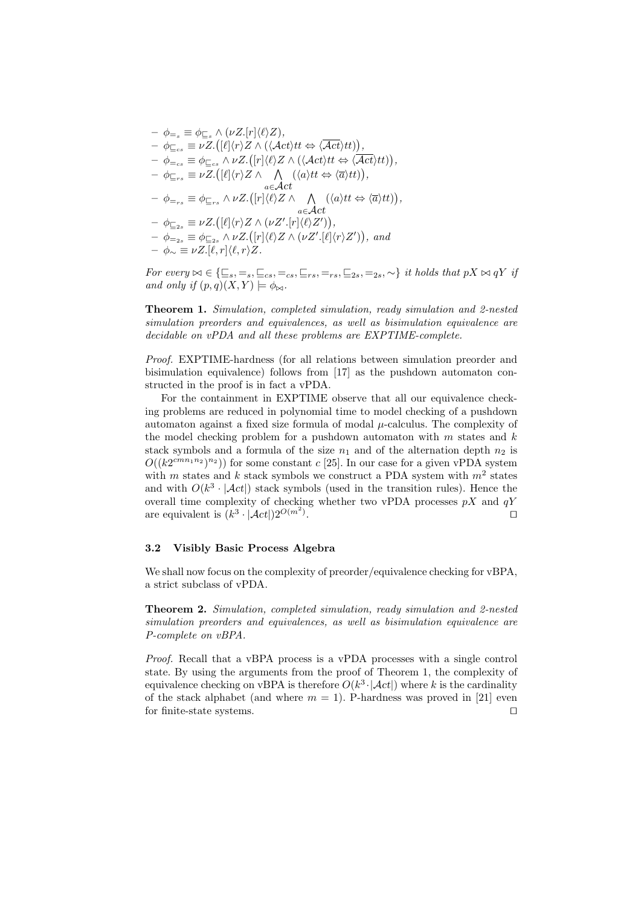- $\phi_{=_s} \equiv \phi_{\sqsubseteq_s} \wedge (\nu Z.[r]\langle \ell \rangle Z)$,
- $\phi_{\sqsubseteq_{cs}} \equiv \nu Z.\big([\ell]\langle r \rangle Z \wedge (\langle \mathcal{A}ct \rangle tt \Leftrightarrow \langle \overline{\mathcal{A}ct} \rangle tt)\big)$,
- $\phi_{=_{cs}} \equiv \phi_{\sqsubseteq_{cs}} \wedge \nu Z.\big([r]\langle \ell \rangle Z \wedge (\langle \mathcal{A}ct \rangle tt \Leftrightarrow \langle \overline{\mathcal{A}ct} \rangle tt)\big)$,
- $\phi_{\sqsubseteq_{rs}} \equiv \nu Z.\big([\ell]\langle r \rangle Z \wedge \bigwedge_{a \in \mathcal{A}ct} (\langle a \rangle tt \Leftrightarrow \langle \overline{a} \rangle tt)\big)$,
- $\phi_{=_{rs}} \equiv \phi_{\sqsubseteq_{rs}} \wedge \nu Z.\big([r]\langle \ell \rangle Z \wedge \bigwedge_{a \in \mathcal{A}ct} (\langle a \rangle tt \Leftrightarrow \langle \overline{a} \rangle tt)\big)$,
- $\phi_{\sqsubseteq_{2s}} \equiv \nu Z.\big([\ell]\langle r \rangle Z \wedge (\nu Z'.[r]\langle \ell \rangle Z')\big)$,
- $\phi_{=_{2s}} \equiv \phi_{\sqsubseteq_{2s}} \wedge \nu Z.\big([r]\langle \ell \rangle Z \wedge (\nu Z'.[\ell]\langle r \rangle Z')\big)$, *and*
- $\phi_{\sim} \equiv \nu Z.[\ell, r]\langle \ell, r \rangle Z$.

*For every* $\bowtie \in \{\sqsubseteq_s, =_s, \sqsubseteq_{cs}, =_{cs}, \sqsubseteq_{rs}, =_{rs}, \sqsubseteq_{2s}, =_{2s}, \sim\}$ *it holds that* $pX \bowtie qY$ *if and only if* $(p, q)(X, Y) \models \phi_{\bowtie}$.

**Theorem 1.** *Simulation, completed simulation, ready simulation and 2-nested simulation preorders and equivalences, as well as bisimulation equivalence are decidable on vPDA and all these problems are EXPTIME-complete.*

*Proof.* EXPTIME-hardness (for all relations between simulation preorder and bisimulation equivalence) follows from [17] as the pushdown automaton constructed in the proof is in fact a vPDA.

For the containment in EXPTIME observe that all our equivalence checking problems are reduced in polynomial time to model checking of a pushdown automaton against a fixed size formula of modal $\mu$-calculus. The complexity of the model checking problem for a pushdown automaton with $m$ states and $k$ stack symbols and a formula of the size $n_1$ and of the alternation depth $n_2$ is $O((k2^{cmn_1n_2})^{n_2})$ for some constant $c$ [25]. In our case for a given vPDA system with $m$ states and $k$ stack symbols we construct a PDA system with $m^2$ states and with $O(k^3 \cdot |\mathcal{A}ct|)$ stack symbols (used in the transition rules). Hence the overall time complexity of checking whether two vPDA processes $pX$ and $qY$ are equivalent is $(k^3 \cdot |\mathcal{A}ct|)2^{O(m^2)}$. ⊓⊔

### 3.2 Visibly Basic Process Algebra

We shall now focus on the complexity of preorder/equivalence checking for vBPA, a strict subclass of vPDA.

**Theorem 2.** *Simulation, completed simulation, ready simulation and 2-nested simulation preorders and equivalences, as well as bisimulation equivalence are P-complete on vBPA.*

*Proof.* Recall that a vBPA process is a vPDA processes with a single control state. By using the arguments from the proof of Theorem 1, the complexity of equivalence checking on vBPA is therefore $O(k^3 \cdot |\mathcal{A}ct|)$ where $k$ is the cardinality of the stack alphabet (and where $m = 1$). P-hardness was proved in [21] even for finite-state systems. ⊓⊔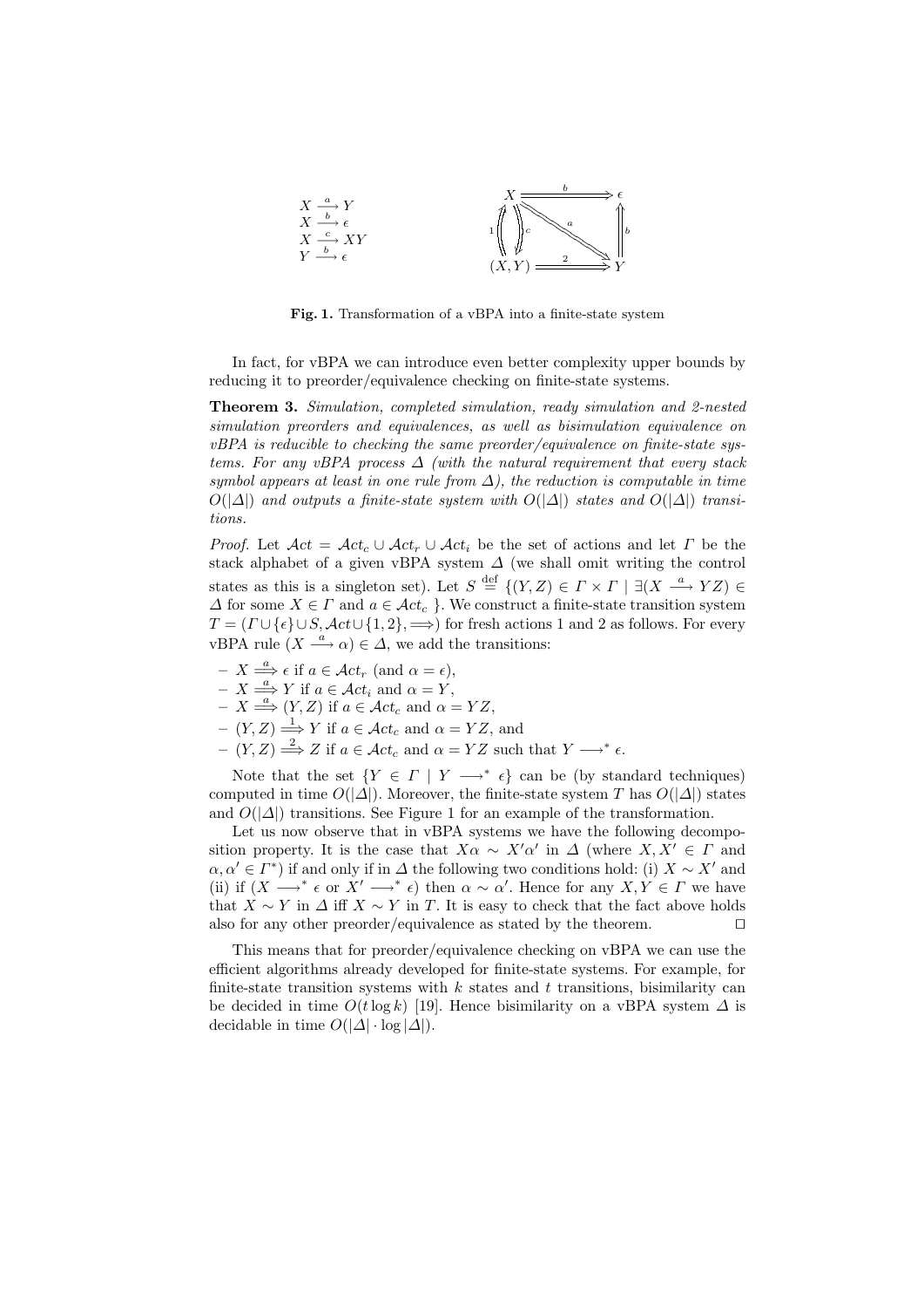$$X \xrightarrow{a} Y$$
$$X \xrightarrow{b} \epsilon$$
$$X \xrightarrow{c} XY$$
$$Y \xrightarrow{b} \epsilon$$

**Fig. 1.** Transformation of a vBPA into a finite-state system

In fact, for vBPA we can introduce even better complexity upper bounds by reducing it to preorder/equivalence checking on finite-state systems.

**Theorem 3.** *Simulation, completed simulation, ready simulation and 2-nested simulation preorders and equivalences, as well as bisimulation equivalence on vBPA is reducible to checking the same preorder/equivalence on finite-state systems. For any vBPA process $\Delta$ (with the natural requirement that every stack symbol appears at least in one rule from $\Delta$), the reduction is computable in time $O(|\Delta|)$ and outputs a finite-state system with $O(|\Delta|)$ states and $O(|\Delta|)$ transitions.*

*Proof.* Let $\mathcal{A}ct = \mathcal{A}ct_c \cup \mathcal{A}ct_r \cup \mathcal{A}ct_i$ be the set of actions and let $\Gamma$ be the stack alphabet of a given vBPA system $\Delta$ (we shall omit writing the control states as this is a singleton set). Let $S \stackrel{\text{def}}{=} \{(Y,Z) \in \Gamma \times \Gamma \mid \exists (X \xrightarrow{a} YZ) \in \Delta$ for some $X \in \Gamma$ and $a \in \mathcal{A}ct_c\ \}$. We construct a finite-state transition system $T = (\Gamma \cup \{\epsilon\} \cup S, \mathcal{A}ct \cup \{1,2\}, \Longrightarrow)$ for fresh actions 1 and 2 as follows. For every vBPA rule $(X \xrightarrow{a} \alpha) \in \Delta$, we add the transitions:

- $X \stackrel{a}{\Longrightarrow} \epsilon$ if $a \in \mathcal{A}ct_r$ (and $\alpha = \epsilon$),
- $X \stackrel{a}{\Longrightarrow} Y$ if $a \in \mathcal{A}ct_i$ and $\alpha = Y$,
- $X \stackrel{a}{\Longrightarrow} (Y,Z)$ if $a \in \mathcal{A}ct_c$ and $\alpha = YZ$,
- $(Y,Z) \stackrel{1}{\Longrightarrow} Y$ if $a \in \mathcal{A}ct_c$ and $\alpha = YZ$, and
- $(Y,Z) \stackrel{2}{\Longrightarrow} Z$ if $a \in \mathcal{A}ct_c$ and $\alpha = YZ$ such that $Y \longrightarrow^* \epsilon$.

Note that the set $\{Y \in \Gamma \mid Y \longrightarrow^* \epsilon\}$ can be (by standard techniques) computed in time $O(|\Delta|)$. Moreover, the finite-state system $T$ has $O(|\Delta|)$ states and $O(|\Delta|)$ transitions. See Figure 1 for an example of the transformation.

Let us now observe that in vBPA systems we have the following decomposition property. It is the case that $X\alpha \sim X'\alpha'$ in $\Delta$ (where $X, X' \in \Gamma$ and $\alpha, \alpha' \in \Gamma^*$) if and only if in $\Delta$ the following two conditions hold: (i) $X \sim X'$ and (ii) if ($X \longrightarrow^* \epsilon$ or $X' \longrightarrow^* \epsilon$) then $\alpha \sim \alpha'$. Hence for any $X, Y \in \Gamma$ we have that $X \sim Y$ in $\Delta$ iff $X \sim Y$ in $T$. It is easy to check that the fact above holds also for any other preorder/equivalence as stated by the theorem. $\square$

This means that for preorder/equivalence checking on vBPA we can use the efficient algorithms already developed for finite-state systems. For example, for finite-state transition systems with $k$ states and $t$ transitions, bisimilarity can be decided in time $O(t \log k)$ [19]. Hence bisimilarity on a vBPA system $\Delta$ is decidable in time $O(|\Delta| \cdot \log |\Delta|)$.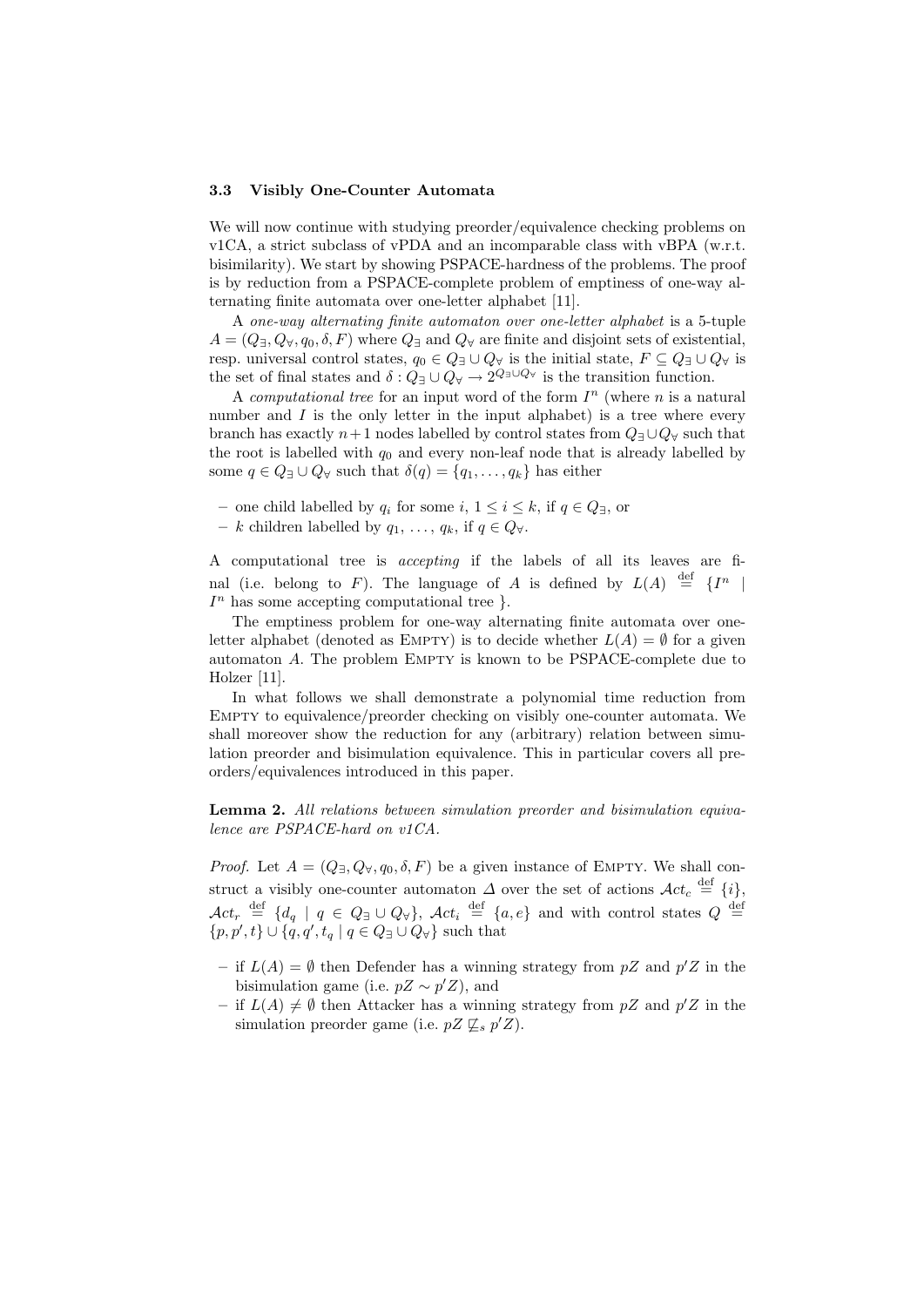### 3.3 Visibly One-Counter Automata

We will now continue with studying preorder/equivalence checking problems on v1CA, a strict subclass of vPDA and an incomparable class with vBPA (w.r.t. bisimilarity). We start by showing PSPACE-hardness of the problems. The proof is by reduction from a PSPACE-complete problem of emptiness of one-way alternating finite automata over one-letter alphabet [11].

A *one-way alternating finite automaton over one-letter alphabet* is a 5-tuple $A = (Q_\exists, Q_\forall, q_0, \delta, F)$ where $Q_\exists$ and $Q_\forall$ are finite and disjoint sets of existential, resp. universal control states, $q_0 \in Q_\exists \cup Q_\forall$ is the initial state, $F \subseteq Q_\exists \cup Q_\forall$ is the set of final states and $\delta : Q_\exists \cup Q_\forall \rightarrow 2^{Q_\exists \cup Q_\forall}$ is the transition function.

A *computational tree* for an input word of the form $I^n$ (where $n$ is a natural number and $I$ is the only letter in the input alphabet) is a tree where every branch has exactly $n+1$ nodes labelled by control states from $Q_\exists \cup Q_\forall$ such that the root is labelled with $q_0$ and every non-leaf node that is already labelled by some $q \in Q_\exists \cup Q_\forall$ such that $\delta(q) = \{q_1, \ldots, q_k\}$ has either

- one child labelled by $q_i$ for some $i$, $1 \leq i \leq k$, if $q \in Q_\exists$, or
- $k$ children labelled by $q_1, \ldots, q_k$, if $q \in Q_\forall$.

A computational tree is *accepting* if the labels of all its leaves are final (i.e. belong to $F$). The language of $A$ is defined by $L(A) \stackrel{\text{def}}{=} \{I^n \mid I^n \text{ has some accepting computational tree }\}$.

The emptiness problem for one-way alternating finite automata over one-letter alphabet (denoted as Empty) is to decide whether $L(A) = \emptyset$ for a given automaton $A$. The problem Empty is known to be PSPACE-complete due to Holzer [11].

In what follows we shall demonstrate a polynomial time reduction from Empty to equivalence/preorder checking on visibly one-counter automata. We shall moreover show the reduction for any (arbitrary) relation between simulation preorder and bisimulation equivalence. This in particular covers all preorders/equivalences introduced in this paper.

**Lemma 2.** *All relations between simulation preorder and bisimulation equivalence are PSPACE-hard on v1CA.*

*Proof.* Let $A = (Q_\exists, Q_\forall, q_0, \delta, F)$ be a given instance of Empty. We shall construct a visibly one-counter automaton $\Delta$ over the set of actions $\mathcal{A}ct_c \stackrel{\text{def}}{=} \{i\}$, $\mathcal{A}ct_r \stackrel{\text{def}}{=} \{d_q \mid q \in Q_\exists \cup Q_\forall\}$, $\mathcal{A}ct_i \stackrel{\text{def}}{=} \{a, e\}$ and with control states $Q \stackrel{\text{def}}{=} \{p, p', t\} \cup \{q, q', t_q \mid q \in Q_\exists \cup Q_\forall\}$ such that

- if $L(A) = \emptyset$ then Defender has a winning strategy from $pZ$ and $p'Z$ in the bisimulation game (i.e. $pZ \sim p'Z$), and
- if $L(A) \neq \emptyset$ then Attacker has a winning strategy from $pZ$ and $p'Z$ in the simulation preorder game (i.e. $pZ \not\sqsubseteq_s p'Z$).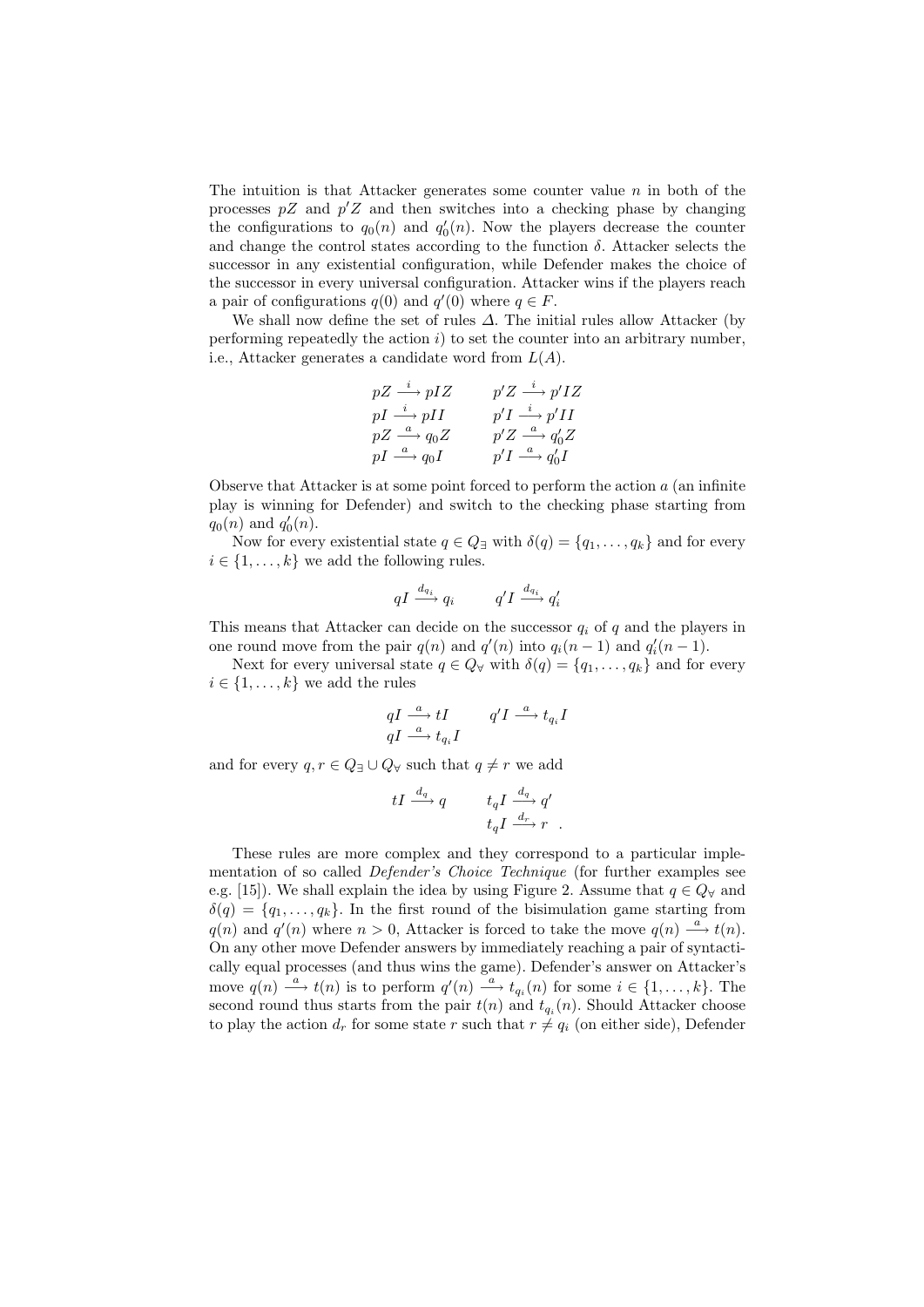The intuition is that Attacker generates some counter value $n$ in both of the processes $pZ$ and $p'Z$ and then switches into a checking phase by changing the configurations to $q_0(n)$ and $q_0'(n)$. Now the players decrease the counter and change the control states according to the function $\delta$. Attacker selects the successor in any existential configuration, while Defender makes the choice of the successor in every universal configuration. Attacker wins if the players reach a pair of configurations $q(0)$ and $q'(0)$ where $q \in F$.

We shall now define the set of rules $\Delta$. The initial rules allow Attacker (by performing repeatedly the action $i$) to set the counter into an arbitrary number, i.e., Attacker generates a candidate word from $L(A)$.

$$
\begin{array}{ll}
pZ \xrightarrow{i} pIZ & \quad p'Z \xrightarrow{i} p'IZ \\
pI \xrightarrow{i} pII & \quad p'I \xrightarrow{i} p'II \\
pZ \xrightarrow{a} q_0Z & \quad p'Z \xrightarrow{a} q_0'Z \\
pI \xrightarrow{a} q_0I & \quad p'I \xrightarrow{a} q_0'I
\end{array}
$$

Observe that Attacker is at some point forced to perform the action $a$ (an infinite play is winning for Defender) and switch to the checking phase starting from $q_0(n)$ and $q_0'(n)$.

Now for every existential state $q \in Q_\exists$ with $\delta(q) = \{q_1, \ldots, q_k\}$ and for every $i \in \{1, \ldots, k\}$ we add the following rules.

$$
qI \xrightarrow{d_{q_i}} q_i \qquad q'I \xrightarrow{d_{q_i}} q_i'
$$

This means that Attacker can decide on the successor $q_i$ of $q$ and the players in one round move from the pair $q(n)$ and $q'(n)$ into $q_i(n-1)$ and $q_i'(n-1)$.

Next for every universal state $q \in Q_\forall$ with $\delta(q) = \{q_1, \ldots, q_k\}$ and for every $i \in \{1, \ldots, k\}$ we add the rules

$$
\begin{array}{ll}
qI \xrightarrow{a} tI & \quad q'I \xrightarrow{a} t_{q_i}I \\
qI \xrightarrow{a} t_{q_i}I &
\end{array}
$$

and for every $q, r \in Q_\exists \cup Q_\forall$ such that $q \neq r$ we add

$$
\begin{array}{ll}
tI \xrightarrow{d_q} q & \quad t_qI \xrightarrow{d_q} q' \\
 & \quad t_qI \xrightarrow{d_r} r \quad .
\end{array}
$$

These rules are more complex and they correspond to a particular implementation of so called *Defender's Choice Technique* (for further examples see e.g. [15]). We shall explain the idea by using Figure 2. Assume that $q \in Q_\forall$ and $\delta(q) = \{q_1, \ldots, q_k\}$. In the first round of the bisimulation game starting from $q(n)$ and $q'(n)$ where $n > 0$, Attacker is forced to take the move $q(n) \xrightarrow{a} t(n)$. On any other move Defender answers by immediately reaching a pair of syntactically equal processes (and thus wins the game). Defender's answer on Attacker's move $q(n) \xrightarrow{a} t(n)$ is to perform $q'(n) \xrightarrow{a} t_{q_i}(n)$ for some $i \in \{1, \ldots, k\}$. The second round thus starts from the pair $t(n)$ and $t_{q_i}(n)$. Should Attacker choose to play the action $d_r$ for some state $r$ such that $r \neq q_i$ (on either side), Defender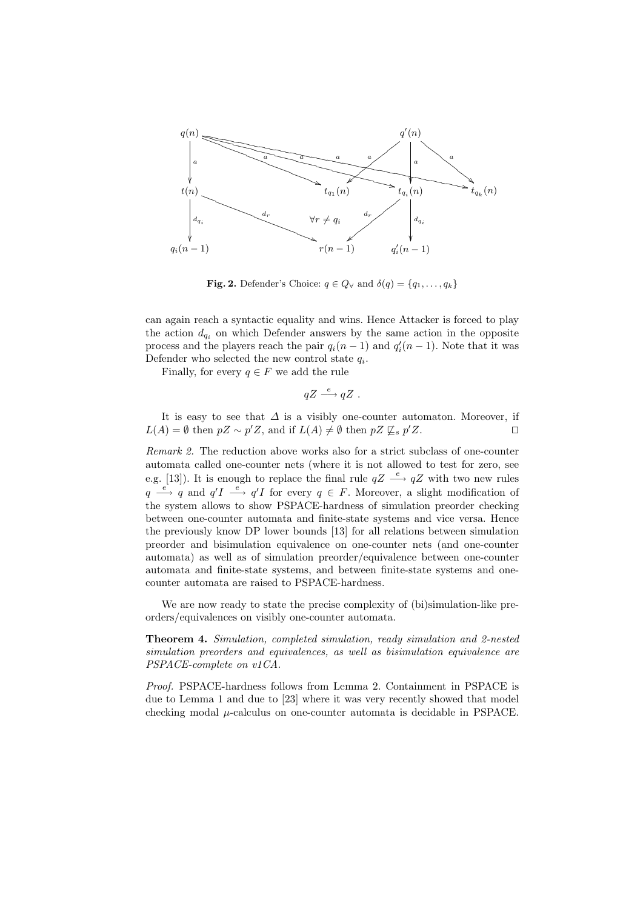**Fig. 2.** Defender's Choice: $q \in Q_\forall$ and $\delta(q) = \{q_1, \ldots, q_k\}$

can again reach a syntactic equality and wins. Hence Attacker is forced to play the action $d_{q_i}$ on which Defender answers by the same action in the opposite process and the players reach the pair $q_i(n-1)$ and $q'_i(n-1)$. Note that it was Defender who selected the new control state $q_i$.

Finally, for every $q \in F$ we add the rule

$$qZ \xrightarrow{e} qZ \ .$$

It is easy to see that $\Delta$ is a visibly one-counter automaton. Moreover, if $L(A) = \emptyset$ then $pZ \sim p'Z$, and if $L(A) \neq \emptyset$ then $pZ \not\sqsubseteq_s p'Z$. $\square$

*Remark 2.* The reduction above works also for a strict subclass of one-counter automata called one-counter nets (where it is not allowed to test for zero, see e.g. [13]). It is enough to replace the final rule $qZ \xrightarrow{e} qZ$ with two new rules $q \xrightarrow{e} q$ and $q'I \xrightarrow{e} q'I$ for every $q \in F$. Moreover, a slight modification of the system allows to show PSPACE-hardness of simulation preorder checking between one-counter automata and finite-state systems and vice versa. Hence the previously know DP lower bounds [13] for all relations between simulation preorder and bisimulation equivalence on one-counter nets (and one-counter automata) as well as of simulation preorder/equivalence between one-counter automata and finite-state systems, and between finite-state systems and one-counter automata are raised to PSPACE-hardness.

We are now ready to state the precise complexity of (bi)simulation-like preorders/equivalences on visibly one-counter automata.

**Theorem 4.** *Simulation, completed simulation, ready simulation and 2-nested simulation preorders and equivalences, as well as bisimulation equivalence are PSPACE-complete on v1CA.*

*Proof.* PSPACE-hardness follows from Lemma 2. Containment in PSPACE is due to Lemma 1 and due to [23] where it was very recently showed that model checking modal $\mu$-calculus on one-counter automata is decidable in PSPACE.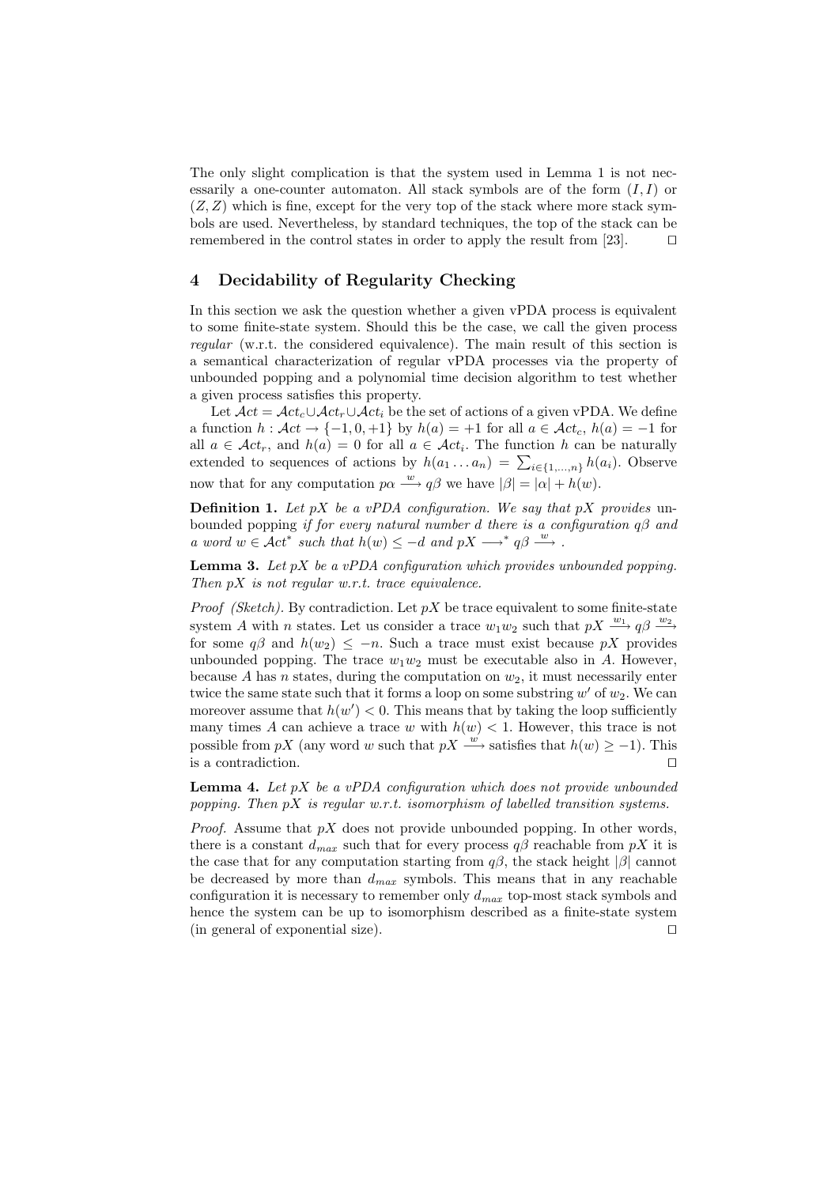The only slight complication is that the system used in Lemma 1 is not necessarily a one-counter automaton. All stack symbols are of the form $(I, I)$ or $(Z, Z)$ which is fine, except for the very top of the stack where more stack symbols are used. Nevertheless, by standard techniques, the top of the stack can be remembered in the control states in order to apply the result from [23]. ⊓⊔

## 4 Decidability of Regularity Checking

In this section we ask the question whether a given vPDA process is equivalent to some finite-state system. Should this be the case, we call the given process *regular* (w.r.t. the considered equivalence). The main result of this section is a semantical characterization of regular vPDA processes via the property of unbounded popping and a polynomial time decision algorithm to test whether a given process satisfies this property.

Let $\mathcal{A}ct = \mathcal{A}ct_c \cup \mathcal{A}ct_r \cup \mathcal{A}ct_i$ be the set of actions of a given vPDA. We define a function $h : \mathcal{A}ct \rightarrow \{-1, 0, +1\}$ by $h(a) = +1$ for all $a \in \mathcal{A}ct_c$, $h(a) = -1$ for all $a \in \mathcal{A}ct_r$, and $h(a) = 0$ for all $a \in \mathcal{A}ct_i$. The function $h$ can be naturally extended to sequences of actions by $h(a_1 \dots a_n) = \sum_{i \in \{1,\dots,n\}} h(a_i)$. Observe now that for any computation $p\alpha \xrightarrow{w} q\beta$ we have $|\beta| = |\alpha| + h(w)$.

**Definition 1.** *Let $pX$ be a vPDA configuration. We say that $pX$ provides* unbounded popping *if for every natural number $d$ there is a configuration $q\beta$ and a word $w \in \mathcal{A}ct^*$ such that $h(w) \leq -d$ and $pX \longrightarrow^* q\beta \xrightarrow{w}$ .*

**Lemma 3.** *Let $pX$ be a vPDA configuration which provides unbounded popping. Then $pX$ is not regular w.r.t. trace equivalence.*

*Proof (Sketch).* By contradiction. Let $pX$ be trace equivalent to some finite-state system $A$ with $n$ states. Let us consider a trace $w_1 w_2$ such that $pX \xrightarrow{w_1} q\beta \xrightarrow{w_2}$ for some $q\beta$ and $h(w_2) \leq -n$. Such a trace must exist because $pX$ provides unbounded popping. The trace $w_1 w_2$ must be executable also in $A$. However, because $A$ has $n$ states, during the computation on $w_2$, it must necessarily enter twice the same state such that it forms a loop on some substring $w'$ of $w_2$. We can moreover assume that $h(w') < 0$. This means that by taking the loop sufficiently many times $A$ can achieve a trace $w$ with $h(w) < 1$. However, this trace is not possible from $pX$ (any word $w$ such that $pX \xrightarrow{w}$ satisfies that $h(w) \geq -1$). This is a contradiction. ⊓⊔

**Lemma 4.** *Let $pX$ be a vPDA configuration which does not provide unbounded popping. Then $pX$ is regular w.r.t. isomorphism of labelled transition systems.*

*Proof.* Assume that $pX$ does not provide unbounded popping. In other words, there is a constant $d_{max}$ such that for every process $q\beta$ reachable from $pX$ it is the case that for any computation starting from $q\beta$, the stack height $|\beta|$ cannot be decreased by more than $d_{max}$ symbols. This means that in any reachable configuration it is necessary to remember only $d_{max}$ top-most stack symbols and hence the system can be up to isomorphism described as a finite-state system (in general of exponential size). ⊓⊔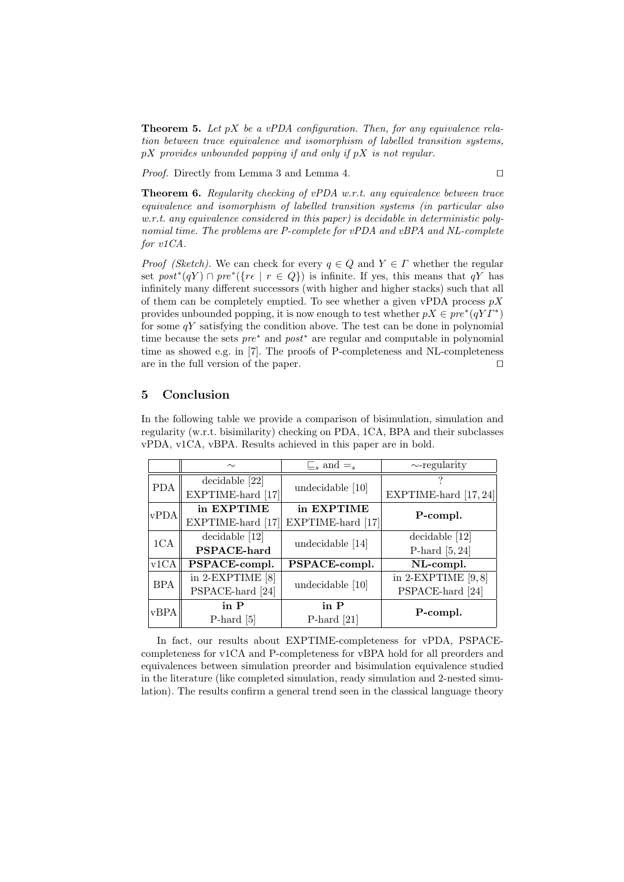**Theorem 5.** *Let $pX$ be a vPDA configuration. Then, for any equivalence relation between trace equivalence and isomorphism of labelled transition systems, $pX$ provides unbounded popping if and only if $pX$ is not regular.*

*Proof.* Directly from Lemma 3 and Lemma 4. ⊓⊔

**Theorem 6.** *Regularity checking of vPDA w.r.t. any equivalence between trace equivalence and isomorphism of labelled transition systems (in particular also w.r.t. any equivalence considered in this paper) is decidable in deterministic polynomial time. The problems are P-complete for vPDA and vBPA and NL-complete for v1CA.*

*Proof (Sketch).* We can check for every $q \in Q$ and $Y \in \Gamma$ whether the regular set $post^*(qY) \cap pre^*(\{r\epsilon \mid r \in Q\})$ is infinite. If yes, this means that $qY$ has infinitely many different successors (with higher and higher stacks) such that all of them can be completely emptied. To see whether a given vPDA process $pX$ provides unbounded popping, it is now enough to test whether $pX \in pre^*(qY\Gamma^*)$ for some $qY$ satisfying the condition above. The test can be done in polynomial time because the sets $pre^*$ and $post^*$ are regular and computable in polynomial time as showed e.g. in [7]. The proofs of P-completeness and NL-completeness are in the full version of the paper. ⊓⊔

## 5 Conclusion

In the following table we provide a comparison of bisimulation, simulation and regularity (w.r.t. bisimilarity) checking on PDA, 1CA, BPA and their subclasses vPDA, v1CA, vBPA. Results achieved in this paper are in bold.

| | $\sim$ | $\sqsubseteq_s$ and $=_s$ | $\sim$-regularity |
|---|---|---|---|
| PDA | decidable [22]<br>EXPTIME-hard [17] | undecidable [10] | ?<br>EXPTIME-hard [17, 24] |
| vPDA | **in EXPTIME**<br>EXPTIME-hard [17] | **in EXPTIME**<br>EXPTIME-hard [17] | **P-compl.** |
| 1CA | decidable [12]<br>**PSPACE-hard** | undecidable [14] | decidable [12]<br>P-hard [5, 24] |
| v1CA | **PSPACE-compl.** | **PSPACE-compl.** | **NL-compl.** |
| BPA | in 2-EXPTIME [8]<br>PSPACE-hard [24] | undecidable [10] | in 2-EXPTIME [9, 8]<br>PSPACE-hard [24] |
| vBPA | **in P**<br>P-hard [5] | **in P**<br>P-hard [21] | **P-compl.** |

In fact, our results about EXPTIME-completeness for vPDA, PSPACE-completeness for v1CA and P-completeness for vBPA hold for all preorders and equivalences between simulation preorder and bisimulation equivalence studied in the literature (like completed simulation, ready simulation and 2-nested simulation). The results confirm a general trend seen in the classical language theory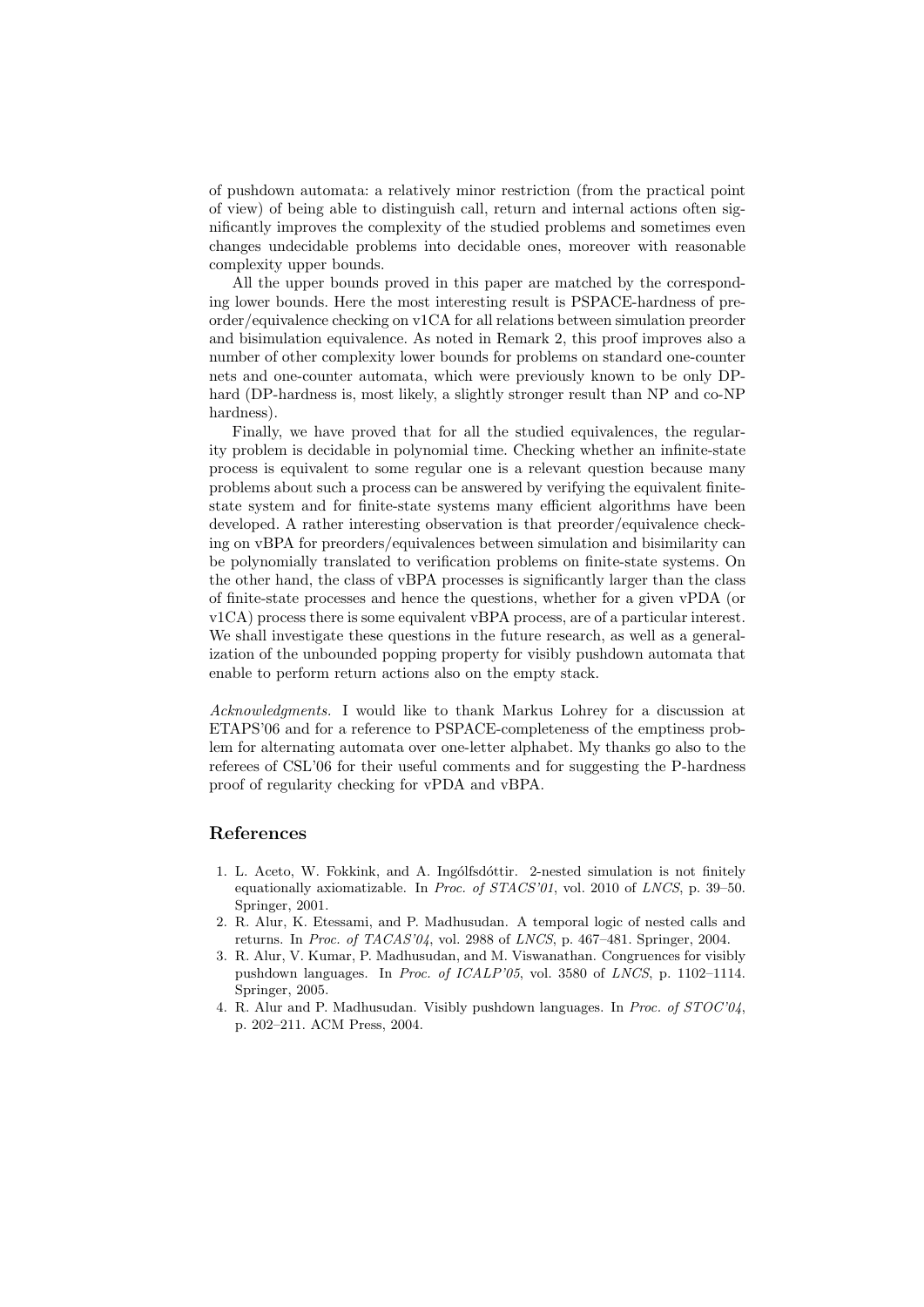of pushdown automata: a relatively minor restriction (from the practical point of view) of being able to distinguish call, return and internal actions often significantly improves the complexity of the studied problems and sometimes even changes undecidable problems into decidable ones, moreover with reasonable complexity upper bounds.

All the upper bounds proved in this paper are matched by the corresponding lower bounds. Here the most interesting result is PSPACE-hardness of preorder/equivalence checking on v1CA for all relations between simulation preorder and bisimulation equivalence. As noted in Remark 2, this proof improves also a number of other complexity lower bounds for problems on standard one-counter nets and one-counter automata, which were previously known to be only DP-hard (DP-hardness is, most likely, a slightly stronger result than NP and co-NP hardness).

Finally, we have proved that for all the studied equivalences, the regularity problem is decidable in polynomial time. Checking whether an infinite-state process is equivalent to some regular one is a relevant question because many problems about such a process can be answered by verifying the equivalent finite-state system and for finite-state systems many efficient algorithms have been developed. A rather interesting observation is that preorder/equivalence checking on vBPA for preorders/equivalences between simulation and bisimilarity can be polynomially translated to verification problems on finite-state systems. On the other hand, the class of vBPA processes is significantly larger than the class of finite-state processes and hence the questions, whether for a given vPDA (or v1CA) process there is some equivalent vBPA process, are of a particular interest. We shall investigate these questions in the future research, as well as a generalization of the unbounded popping property for visibly pushdown automata that enable to perform return actions also on the empty stack.

*Acknowledgments.* I would like to thank Markus Lohrey for a discussion at ETAPS'06 and for a reference to PSPACE-completeness of the emptiness problem for alternating automata over one-letter alphabet. My thanks go also to the referees of CSL'06 for their useful comments and for suggesting the P-hardness proof of regularity checking for vPDA and vBPA.

## References

1. L. Aceto, W. Fokkink, and A. Ingólfsdóttir. 2-nested simulation is not finitely equationally axiomatizable. In *Proc. of STACS'01*, vol. 2010 of *LNCS*, p. 39–50. Springer, 2001.
2. R. Alur, K. Etessami, and P. Madhusudan. A temporal logic of nested calls and returns. In *Proc. of TACAS'04*, vol. 2988 of *LNCS*, p. 467–481. Springer, 2004.
3. R. Alur, V. Kumar, P. Madhusudan, and M. Viswanathan. Congruences for visibly pushdown languages. In *Proc. of ICALP'05*, vol. 3580 of *LNCS*, p. 1102–1114. Springer, 2005.
4. R. Alur and P. Madhusudan. Visibly pushdown languages. In *Proc. of STOC'04*, p. 202–211. ACM Press, 2004.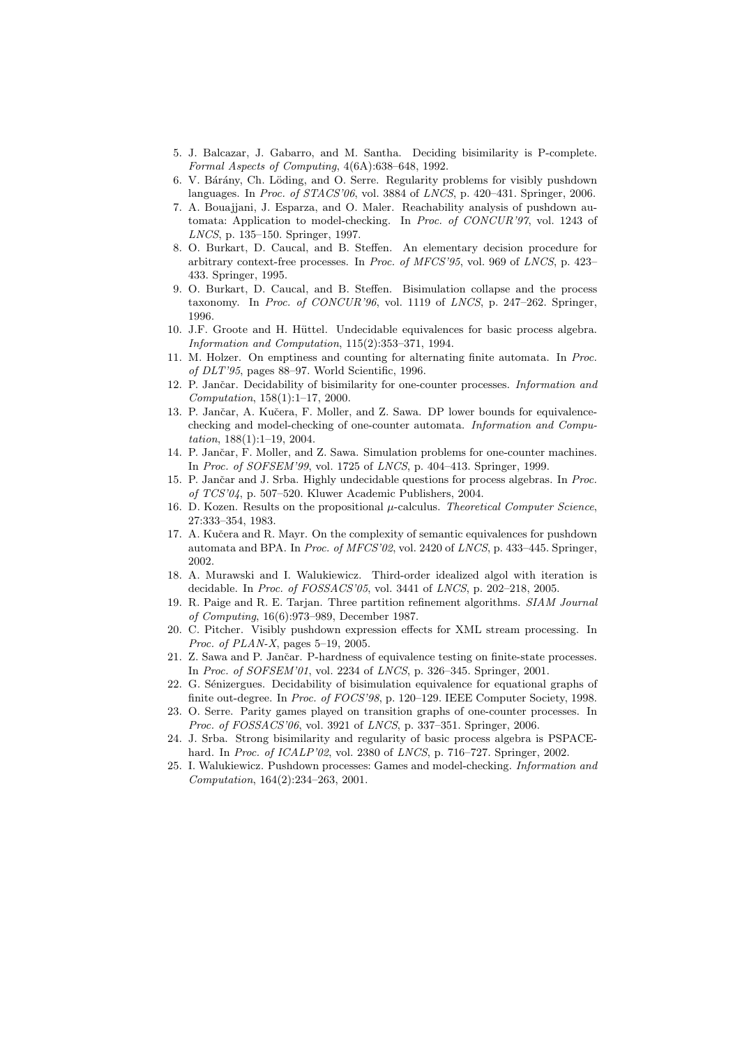5. J. Balcazar, J. Gabarro, and M. Santha. Deciding bisimilarity is P-complete. *Formal Aspects of Computing*, 4(6A):638–648, 1992.
6. V. Bárány, Ch. Löding, and O. Serre. Regularity problems for visibly pushdown languages. In *Proc. of STACS'06*, vol. 3884 of *LNCS*, p. 420–431. Springer, 2006.
7. A. Bouajjani, J. Esparza, and O. Maler. Reachability analysis of pushdown automata: Application to model-checking. In *Proc. of CONCUR'97*, vol. 1243 of *LNCS*, p. 135–150. Springer, 1997.
8. O. Burkart, D. Caucal, and B. Steffen. An elementary decision procedure for arbitrary context-free processes. In *Proc. of MFCS'95*, vol. 969 of *LNCS*, p. 423–433. Springer, 1995.
9. O. Burkart, D. Caucal, and B. Steffen. Bisimulation collapse and the process taxonomy. In *Proc. of CONCUR'96*, vol. 1119 of *LNCS*, p. 247–262. Springer, 1996.
10. J.F. Groote and H. Hüttel. Undecidable equivalences for basic process algebra. *Information and Computation*, 115(2):353–371, 1994.
11. M. Holzer. On emptiness and counting for alternating finite automata. In *Proc. of DLT'95*, pages 88–97. World Scientific, 1996.
12. P. Jančar. Decidability of bisimilarity for one-counter processes. *Information and Computation*, 158(1):1–17, 2000.
13. P. Jančar, A. Kučera, F. Moller, and Z. Sawa. DP lower bounds for equivalence-checking and model-checking of one-counter automata. *Information and Computation*, 188(1):1–19, 2004.
14. P. Jančar, F. Moller, and Z. Sawa. Simulation problems for one-counter machines. In *Proc. of SOFSEM'99*, vol. 1725 of *LNCS*, p. 404–413. Springer, 1999.
15. P. Jančar and J. Srba. Highly undecidable questions for process algebras. In *Proc. of TCS'04*, p. 507–520. Kluwer Academic Publishers, 2004.
16. D. Kozen. Results on the propositional $\mu$-calculus. *Theoretical Computer Science*, 27:333–354, 1983.
17. A. Kučera and R. Mayr. On the complexity of semantic equivalences for pushdown automata and BPA. In *Proc. of MFCS'02*, vol. 2420 of *LNCS*, p. 433–445. Springer, 2002.
18. A. Murawski and I. Walukiewicz. Third-order idealized algol with iteration is decidable. In *Proc. of FOSSACS'05*, vol. 3441 of *LNCS*, p. 202–218, 2005.
19. R. Paige and R. E. Tarjan. Three partition refinement algorithms. *SIAM Journal of Computing*, 16(6):973–989, December 1987.
20. C. Pitcher. Visibly pushdown expression effects for XML stream processing. In *Proc. of PLAN-X*, pages 5–19, 2005.
21. Z. Sawa and P. Jančar. P-hardness of equivalence testing on finite-state processes. In *Proc. of SOFSEM'01*, vol. 2234 of *LNCS*, p. 326–345. Springer, 2001.
22. G. Sénizergues. Decidability of bisimulation equivalence for equational graphs of finite out-degree. In *Proc. of FOCS'98*, p. 120–129. IEEE Computer Society, 1998.
23. O. Serre. Parity games played on transition graphs of one-counter processes. In *Proc. of FOSSACS'06*, vol. 3921 of *LNCS*, p. 337–351. Springer, 2006.
24. J. Srba. Strong bisimilarity and regularity of basic process algebra is PSPACE-hard. In *Proc. of ICALP'02*, vol. 2380 of *LNCS*, p. 716–727. Springer, 2002.
25. I. Walukiewicz. Pushdown processes: Games and model-checking. *Information and Computation*, 164(2):234–263, 2001.